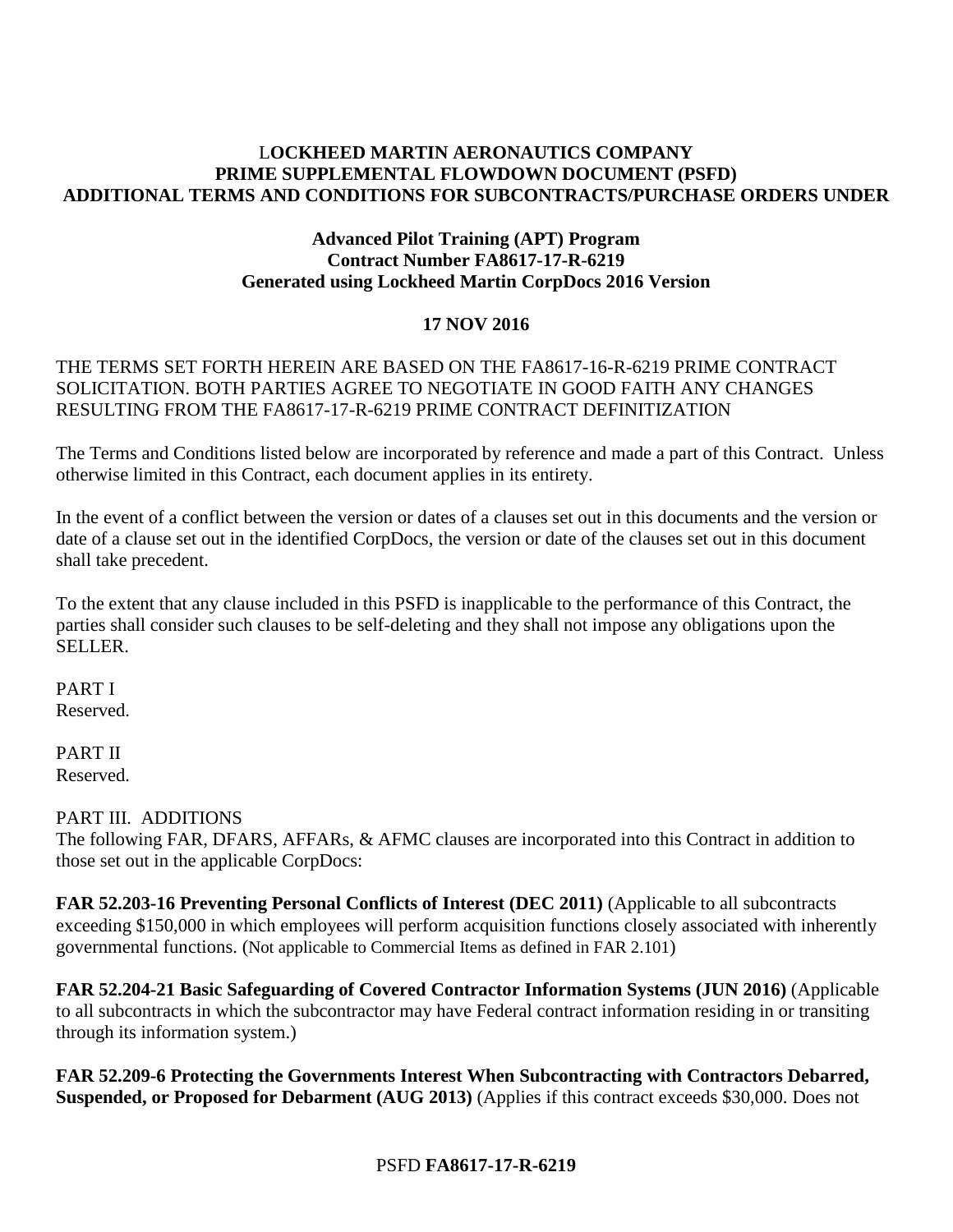# LOCKHEED MARTIN AERONAUTICS COMPANY
# PRIME SUPPLEMENTAL FLOWDOWN DOCUMENT (PSFD)
# ADDITIONAL TERMS AND CONDITIONS FOR SUBCONTRACTS/PURCHASE ORDERS UNDER

## Advanced Pilot Training (APT) Program
## Contract Number FA8617-17-R-6219
## Generated using Lockheed Martin CorpDocs 2016 Version

**17 NOV 2016**

THE TERMS SET FORTH HEREIN ARE BASED ON THE FA8617-16-R-6219 PRIME CONTRACT SOLICITATION. BOTH PARTIES AGREE TO NEGOTIATE IN GOOD FAITH ANY CHANGES RESULTING FROM THE FA8617-17-R-6219 PRIME CONTRACT DEFINITIZATION

The Terms and Conditions listed below are incorporated by reference and made a part of this Contract. Unless otherwise limited in this Contract, each document applies in its entirety.

In the event of a conflict between the version or dates of a clauses set out in this documents and the version or date of a clause set out in the identified CorpDocs, the version or date of the clauses set out in this document shall take precedent.

To the extent that any clause included in this PSFD is inapplicable to the performance of this Contract, the parties shall consider such clauses to be self-deleting and they shall not impose any obligations upon the SELLER.

PART I
Reserved.

PART II
Reserved.

PART III. ADDITIONS
The following FAR, DFARS, AFFARs, & AFMC clauses are incorporated into this Contract in addition to those set out in the applicable CorpDocs:

**FAR 52.203-16 Preventing Personal Conflicts of Interest (DEC 2011)** (Applicable to all subcontracts exceeding $150,000 in which employees will perform acquisition functions closely associated with inherently governmental functions. (Not applicable to Commercial Items as defined in FAR 2.101)

**FAR 52.204-21 Basic Safeguarding of Covered Contractor Information Systems (JUN 2016)** (Applicable to all subcontracts in which the subcontractor may have Federal contract information residing in or transiting through its information system.)

**FAR 52.209-6 Protecting the Governments Interest When Subcontracting with Contractors Debarred, Suspended, or Proposed for Debarment (AUG 2013)** (Applies if this contract exceeds $30,000. Does not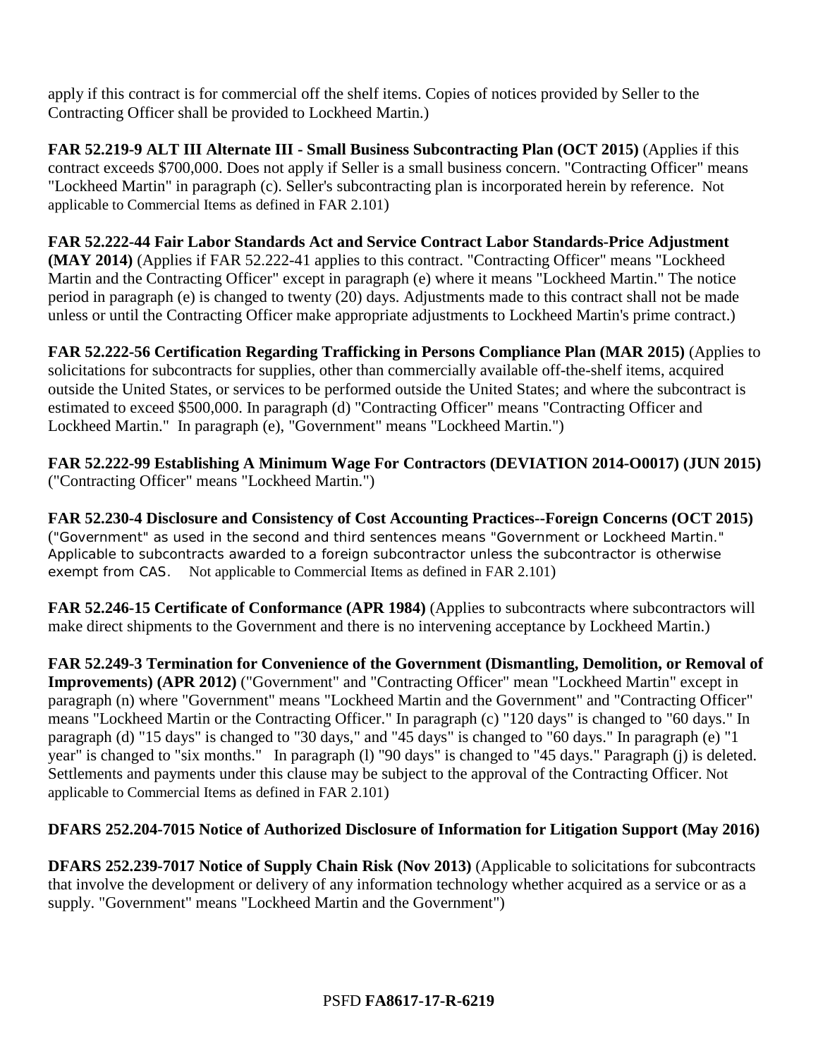apply if this contract is for commercial off the shelf items. Copies of notices provided by Seller to the Contracting Officer shall be provided to Lockheed Martin.)

**FAR 52.219-9 ALT III Alternate III - Small Business Subcontracting Plan (OCT 2015)** (Applies if this contract exceeds $700,000. Does not apply if Seller is a small business concern. "Contracting Officer" means "Lockheed Martin" in paragraph (c). Seller's subcontracting plan is incorporated herein by reference. Not applicable to Commercial Items as defined in FAR 2.101)

**FAR 52.222-44 Fair Labor Standards Act and Service Contract Labor Standards-Price Adjustment (MAY 2014)** (Applies if FAR 52.222-41 applies to this contract. "Contracting Officer" means "Lockheed Martin and the Contracting Officer" except in paragraph (e) where it means "Lockheed Martin." The notice period in paragraph (e) is changed to twenty (20) days. Adjustments made to this contract shall not be made unless or until the Contracting Officer make appropriate adjustments to Lockheed Martin's prime contract.)

**FAR 52.222-56 Certification Regarding Trafficking in Persons Compliance Plan (MAR 2015)** (Applies to solicitations for subcontracts for supplies, other than commercially available off-the-shelf items, acquired outside the United States, or services to be performed outside the United States; and where the subcontract is estimated to exceed $500,000. In paragraph (d) "Contracting Officer" means "Contracting Officer and Lockheed Martin." In paragraph (e), "Government" means "Lockheed Martin.")

**FAR 52.222-99 Establishing A Minimum Wage For Contractors (DEVIATION 2014-O0017) (JUN 2015)** ("Contracting Officer" means "Lockheed Martin.")

**FAR 52.230-4 Disclosure and Consistency of Cost Accounting Practices--Foreign Concerns (OCT 2015)** ("Government" as used in the second and third sentences means "Government or Lockheed Martin." Applicable to subcontracts awarded to a foreign subcontractor unless the subcontractor is otherwise exempt from CAS. Not applicable to Commercial Items as defined in FAR 2.101)

**FAR 52.246-15 Certificate of Conformance (APR 1984)** (Applies to subcontracts where subcontractors will make direct shipments to the Government and there is no intervening acceptance by Lockheed Martin.)

**FAR 52.249-3 Termination for Convenience of the Government (Dismantling, Demolition, or Removal of Improvements) (APR 2012)** ("Government" and "Contracting Officer" mean "Lockheed Martin" except in paragraph (n) where "Government" means "Lockheed Martin and the Government" and "Contracting Officer" means "Lockheed Martin or the Contracting Officer." In paragraph (c) "120 days" is changed to "60 days." In paragraph (d) "15 days" is changed to "30 days," and "45 days" is changed to "60 days." In paragraph (e) "1 year" is changed to "six months." In paragraph (l) "90 days" is changed to "45 days." Paragraph (j) is deleted. Settlements and payments under this clause may be subject to the approval of the Contracting Officer. Not applicable to Commercial Items as defined in FAR 2.101)

**DFARS 252.204-7015 Notice of Authorized Disclosure of Information for Litigation Support (May 2016)**

**DFARS 252.239-7017 Notice of Supply Chain Risk (Nov 2013)** (Applicable to solicitations for subcontracts that involve the development or delivery of any information technology whether acquired as a service or as a supply. "Government" means "Lockheed Martin and the Government")

PSFD **FA8617-17-R-6219**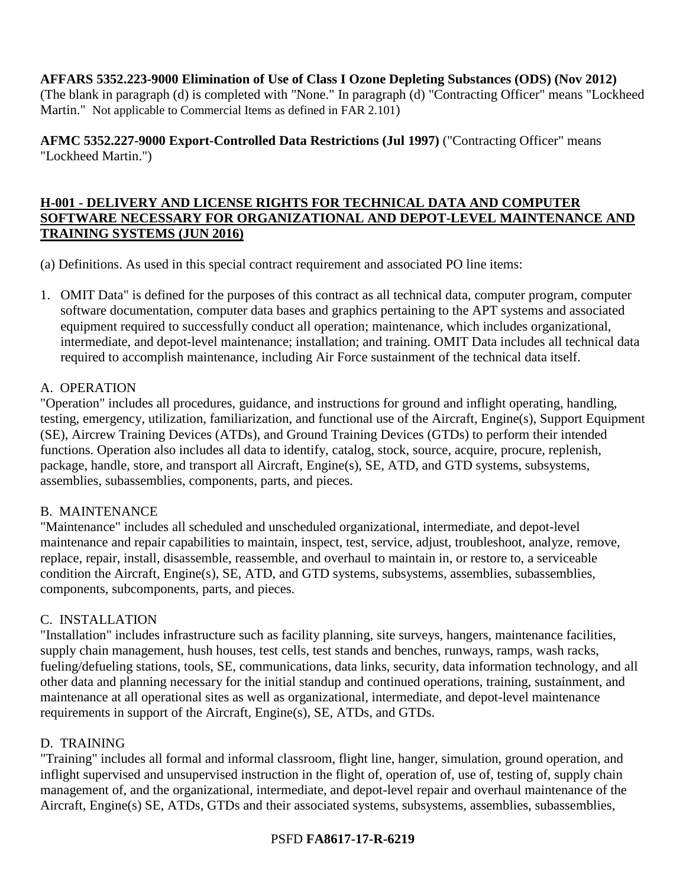**AFFARS 5352.223-9000 Elimination of Use of Class I Ozone Depleting Substances (ODS) (Nov 2012)** (The blank in paragraph (d) is completed with "None." In paragraph (d) "Contracting Officer" means "Lockheed Martin." Not applicable to Commercial Items as defined in FAR 2.101)

**AFMC 5352.227-9000 Export-Controlled Data Restrictions (Jul 1997)** ("Contracting Officer" means "Lockheed Martin.")

## H-001 - DELIVERY AND LICENSE RIGHTS FOR TECHNICAL DATA AND COMPUTER SOFTWARE NECESSARY FOR ORGANIZATIONAL AND DEPOT-LEVEL MAINTENANCE AND TRAINING SYSTEMS (JUN 2016)

(a) Definitions. As used in this special contract requirement and associated PO line items:

1. OMIT Data" is defined for the purposes of this contract as all technical data, computer program, computer software documentation, computer data bases and graphics pertaining to the APT systems and associated equipment required to successfully conduct all operation; maintenance, which includes organizational, intermediate, and depot-level maintenance; installation; and training. OMIT Data includes all technical data required to accomplish maintenance, including Air Force sustainment of the technical data itself.

A. OPERATION
"Operation" includes all procedures, guidance, and instructions for ground and inflight operating, handling, testing, emergency, utilization, familiarization, and functional use of the Aircraft, Engine(s), Support Equipment (SE), Aircrew Training Devices (ATDs), and Ground Training Devices (GTDs) to perform their intended functions. Operation also includes all data to identify, catalog, stock, source, acquire, procure, replenish, package, handle, store, and transport all Aircraft, Engine(s), SE, ATD, and GTD systems, subsystems, assemblies, subassemblies, components, parts, and pieces.

B. MAINTENANCE
"Maintenance" includes all scheduled and unscheduled organizational, intermediate, and depot-level maintenance and repair capabilities to maintain, inspect, test, service, adjust, troubleshoot, analyze, remove, replace, repair, install, disassemble, reassemble, and overhaul to maintain in, or restore to, a serviceable condition the Aircraft, Engine(s), SE, ATD, and GTD systems, subsystems, assemblies, subassemblies, components, subcomponents, parts, and pieces.

C. INSTALLATION
"Installation" includes infrastructure such as facility planning, site surveys, hangers, maintenance facilities, supply chain management, hush houses, test cells, test stands and benches, runways, ramps, wash racks, fueling/defueling stations, tools, SE, communications, data links, security, data information technology, and all other data and planning necessary for the initial standup and continued operations, training, sustainment, and maintenance at all operational sites as well as organizational, intermediate, and depot-level maintenance requirements in support of the Aircraft, Engine(s), SE, ATDs, and GTDs.

D. TRAINING
"Training" includes all formal and informal classroom, flight line, hanger, simulation, ground operation, and inflight supervised and unsupervised instruction in the flight of, operation of, use of, testing of, supply chain management of, and the organizational, intermediate, and depot-level repair and overhaul maintenance of the Aircraft, Engine(s) SE, ATDs, GTDs and their associated systems, subsystems, assemblies, subassemblies,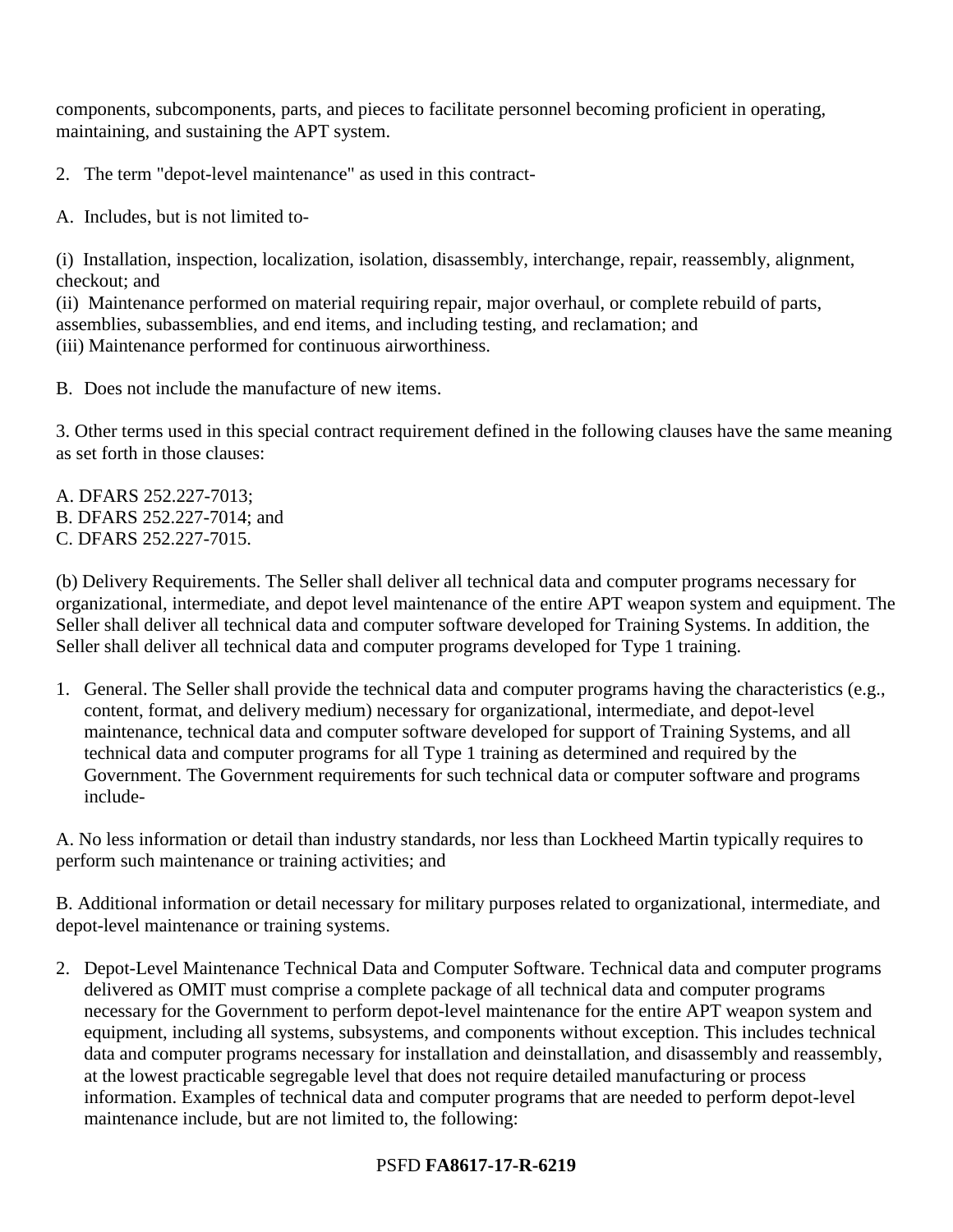components, subcomponents, parts, and pieces to facilitate personnel becoming proficient in operating, maintaining, and sustaining the APT system.

2. The term "depot-level maintenance" as used in this contract-

A. Includes, but is not limited to-

(i) Installation, inspection, localization, isolation, disassembly, interchange, repair, reassembly, alignment, checkout; and
(ii) Maintenance performed on material requiring repair, major overhaul, or complete rebuild of parts, assemblies, subassemblies, and end items, and including testing, and reclamation; and
(iii) Maintenance performed for continuous airworthiness.

B. Does not include the manufacture of new items.

3. Other terms used in this special contract requirement defined in the following clauses have the same meaning as set forth in those clauses:

A. DFARS 252.227-7013;
B. DFARS 252.227-7014; and
C. DFARS 252.227-7015.

(b) Delivery Requirements. The Seller shall deliver all technical data and computer programs necessary for organizational, intermediate, and depot level maintenance of the entire APT weapon system and equipment. The Seller shall deliver all technical data and computer software developed for Training Systems. In addition, the Seller shall deliver all technical data and computer programs developed for Type 1 training.

1. General. The Seller shall provide the technical data and computer programs having the characteristics (e.g., content, format, and delivery medium) necessary for organizational, intermediate, and depot-level maintenance, technical data and computer software developed for support of Training Systems, and all technical data and computer programs for all Type 1 training as determined and required by the Government. The Government requirements for such technical data or computer software and programs include-

A. No less information or detail than industry standards, nor less than Lockheed Martin typically requires to perform such maintenance or training activities; and

B. Additional information or detail necessary for military purposes related to organizational, intermediate, and depot-level maintenance or training systems.

2. Depot-Level Maintenance Technical Data and Computer Software. Technical data and computer programs delivered as OMIT must comprise a complete package of all technical data and computer programs necessary for the Government to perform depot-level maintenance for the entire APT weapon system and equipment, including all systems, subsystems, and components without exception. This includes technical data and computer programs necessary for installation and deinstallation, and disassembly and reassembly, at the lowest practicable segregable level that does not require detailed manufacturing or process information. Examples of technical data and computer programs that are needed to perform depot-level maintenance include, but are not limited to, the following: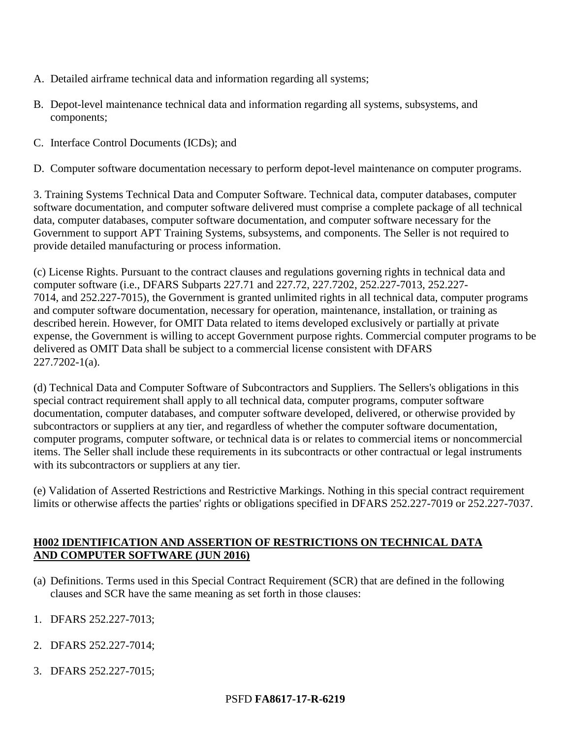A. Detailed airframe technical data and information regarding all systems;

B. Depot-level maintenance technical data and information regarding all systems, subsystems, and components;

C. Interface Control Documents (ICDs); and

D. Computer software documentation necessary to perform depot-level maintenance on computer programs.

3. Training Systems Technical Data and Computer Software. Technical data, computer databases, computer software documentation, and computer software delivered must comprise a complete package of all technical data, computer databases, computer software documentation, and computer software necessary for the Government to support APT Training Systems, subsystems, and components. The Seller is not required to provide detailed manufacturing or process information.

(c) License Rights. Pursuant to the contract clauses and regulations governing rights in technical data and computer software (i.e., DFARS Subparts 227.71 and 227.72, 227.7202, 252.227-7013, 252.227-7014, and 252.227-7015), the Government is granted unlimited rights in all technical data, computer programs and computer software documentation, necessary for operation, maintenance, installation, or training as described herein. However, for OMIT Data related to items developed exclusively or partially at private expense, the Government is willing to accept Government purpose rights. Commercial computer programs to be delivered as OMIT Data shall be subject to a commercial license consistent with DFARS 227.7202-1(a).

(d) Technical Data and Computer Software of Subcontractors and Suppliers. The Sellers's obligations in this special contract requirement shall apply to all technical data, computer programs, computer software documentation, computer databases, and computer software developed, delivered, or otherwise provided by subcontractors or suppliers at any tier, and regardless of whether the computer software documentation, computer programs, computer software, or technical data is or relates to commercial items or noncommercial items. The Seller shall include these requirements in its subcontracts or other contractual or legal instruments with its subcontractors or suppliers at any tier.

(e) Validation of Asserted Restrictions and Restrictive Markings. Nothing in this special contract requirement limits or otherwise affects the parties' rights or obligations specified in DFARS 252.227-7019 or 252.227-7037.

## H002 IDENTIFICATION AND ASSERTION OF RESTRICTIONS ON TECHNICAL DATA AND COMPUTER SOFTWARE (JUN 2016)

(a) Definitions. Terms used in this Special Contract Requirement (SCR) that are defined in the following clauses and SCR have the same meaning as set forth in those clauses:

1. DFARS 252.227-7013;
2. DFARS 252.227-7014;
3. DFARS 252.227-7015;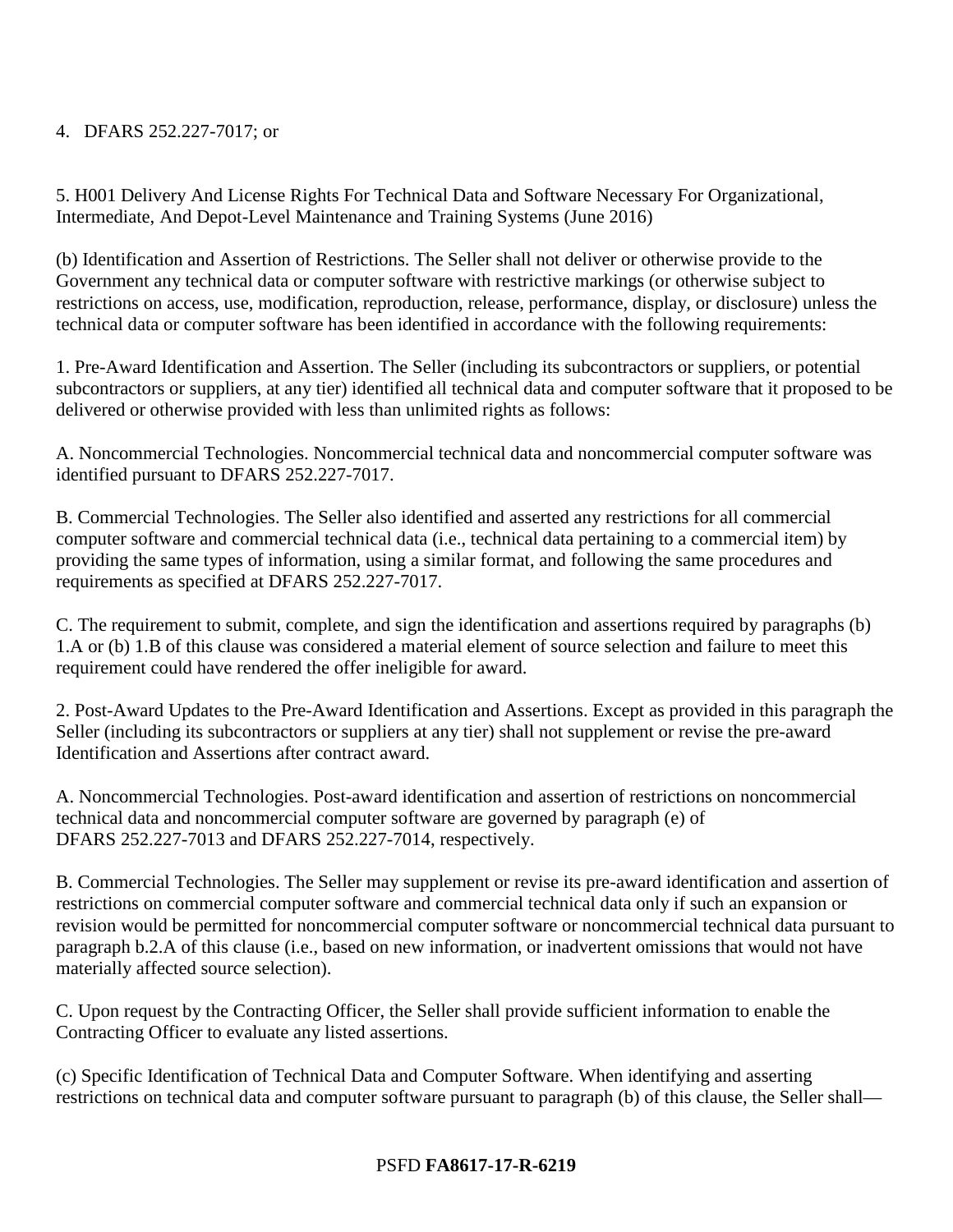4. DFARS 252.227-7017; or

5. H001 Delivery And License Rights For Technical Data and Software Necessary For Organizational, Intermediate, And Depot-Level Maintenance and Training Systems (June 2016)

(b) Identification and Assertion of Restrictions. The Seller shall not deliver or otherwise provide to the Government any technical data or computer software with restrictive markings (or otherwise subject to restrictions on access, use, modification, reproduction, release, performance, display, or disclosure) unless the technical data or computer software has been identified in accordance with the following requirements:

1. Pre-Award Identification and Assertion. The Seller (including its subcontractors or suppliers, or potential subcontractors or suppliers, at any tier) identified all technical data and computer software that it proposed to be delivered or otherwise provided with less than unlimited rights as follows:

A. Noncommercial Technologies. Noncommercial technical data and noncommercial computer software was identified pursuant to DFARS 252.227-7017.

B. Commercial Technologies. The Seller also identified and asserted any restrictions for all commercial computer software and commercial technical data (i.e., technical data pertaining to a commercial item) by providing the same types of information, using a similar format, and following the same procedures and requirements as specified at DFARS 252.227-7017.

C. The requirement to submit, complete, and sign the identification and assertions required by paragraphs (b) 1.A or (b) 1.B of this clause was considered a material element of source selection and failure to meet this requirement could have rendered the offer ineligible for award.

2. Post-Award Updates to the Pre-Award Identification and Assertions. Except as provided in this paragraph the Seller (including its subcontractors or suppliers at any tier) shall not supplement or revise the pre-award Identification and Assertions after contract award.

A. Noncommercial Technologies. Post-award identification and assertion of restrictions on noncommercial technical data and noncommercial computer software are governed by paragraph (e) of DFARS 252.227-7013 and DFARS 252.227-7014, respectively.

B. Commercial Technologies. The Seller may supplement or revise its pre-award identification and assertion of restrictions on commercial computer software and commercial technical data only if such an expansion or revision would be permitted for noncommercial computer software or noncommercial technical data pursuant to paragraph b.2.A of this clause (i.e., based on new information, or inadvertent omissions that would not have materially affected source selection).

C. Upon request by the Contracting Officer, the Seller shall provide sufficient information to enable the Contracting Officer to evaluate any listed assertions.

(c) Specific Identification of Technical Data and Computer Software. When identifying and asserting restrictions on technical data and computer software pursuant to paragraph (b) of this clause, the Seller shall—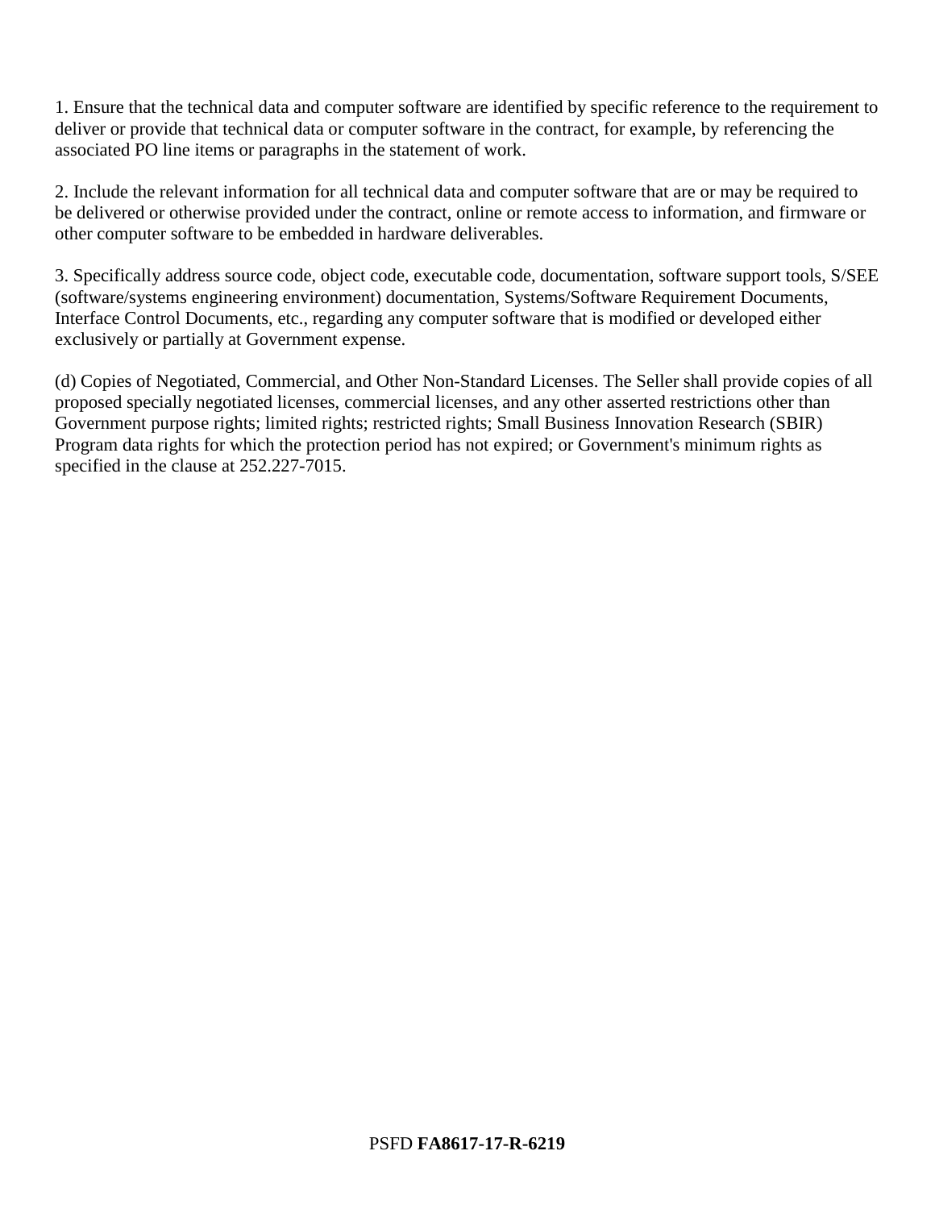1. Ensure that the technical data and computer software are identified by specific reference to the requirement to deliver or provide that technical data or computer software in the contract, for example, by referencing the associated PO line items or paragraphs in the statement of work.

2. Include the relevant information for all technical data and computer software that are or may be required to be delivered or otherwise provided under the contract, online or remote access to information, and firmware or other computer software to be embedded in hardware deliverables.

3. Specifically address source code, object code, executable code, documentation, software support tools, S/SEE (software/systems engineering environment) documentation, Systems/Software Requirement Documents, Interface Control Documents, etc., regarding any computer software that is modified or developed either exclusively or partially at Government expense.

(d) Copies of Negotiated, Commercial, and Other Non-Standard Licenses. The Seller shall provide copies of all proposed specially negotiated licenses, commercial licenses, and any other asserted restrictions other than Government purpose rights; limited rights; restricted rights; Small Business Innovation Research (SBIR) Program data rights for which the protection period has not expired; or Government's minimum rights as specified in the clause at 252.227-7015.